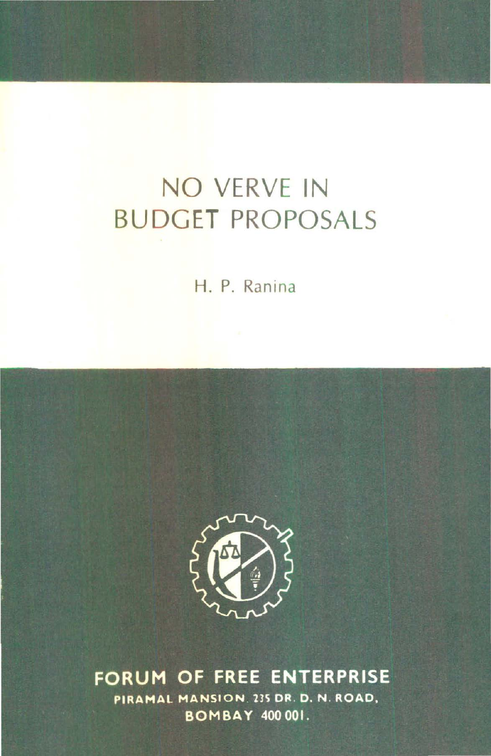# NO VERVE IN BUDGET PROPOSALS

H. P. Ranina

**FORUM OF FREE ENTERPRISE**

**PIRAMAL MANSION, 235 DR. D. N. ROAD,**

**BOMBAY 400 001.**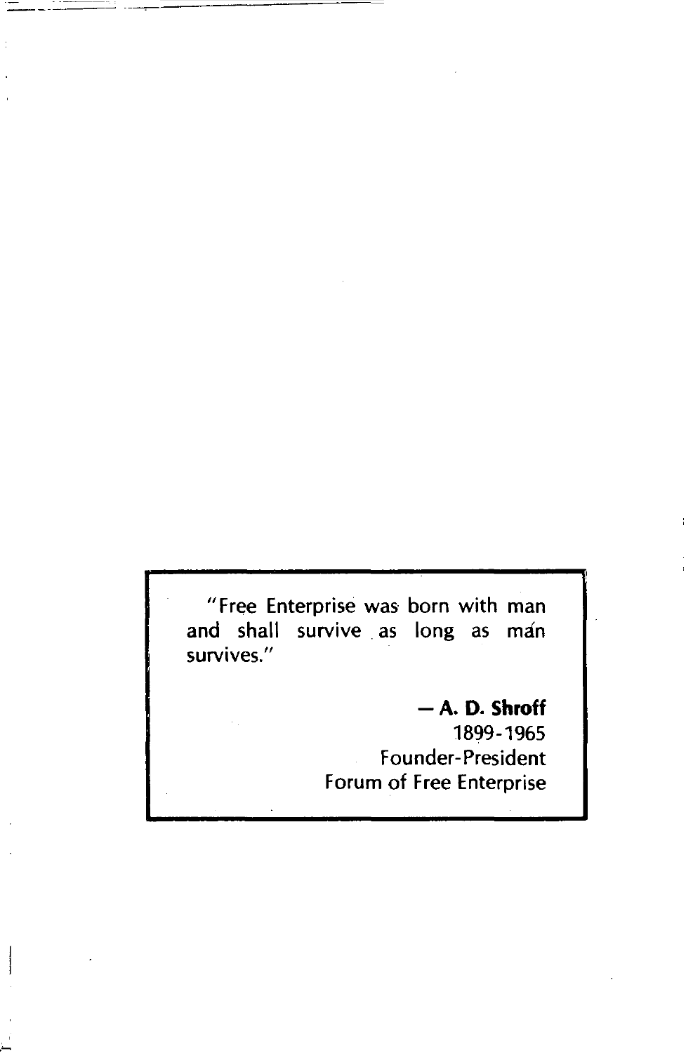"Free Enterprise was born with man and shall survive as long as man survives."

— **A. D. Shroff**
1899-1965
Founder-President
Forum of Free Enterprise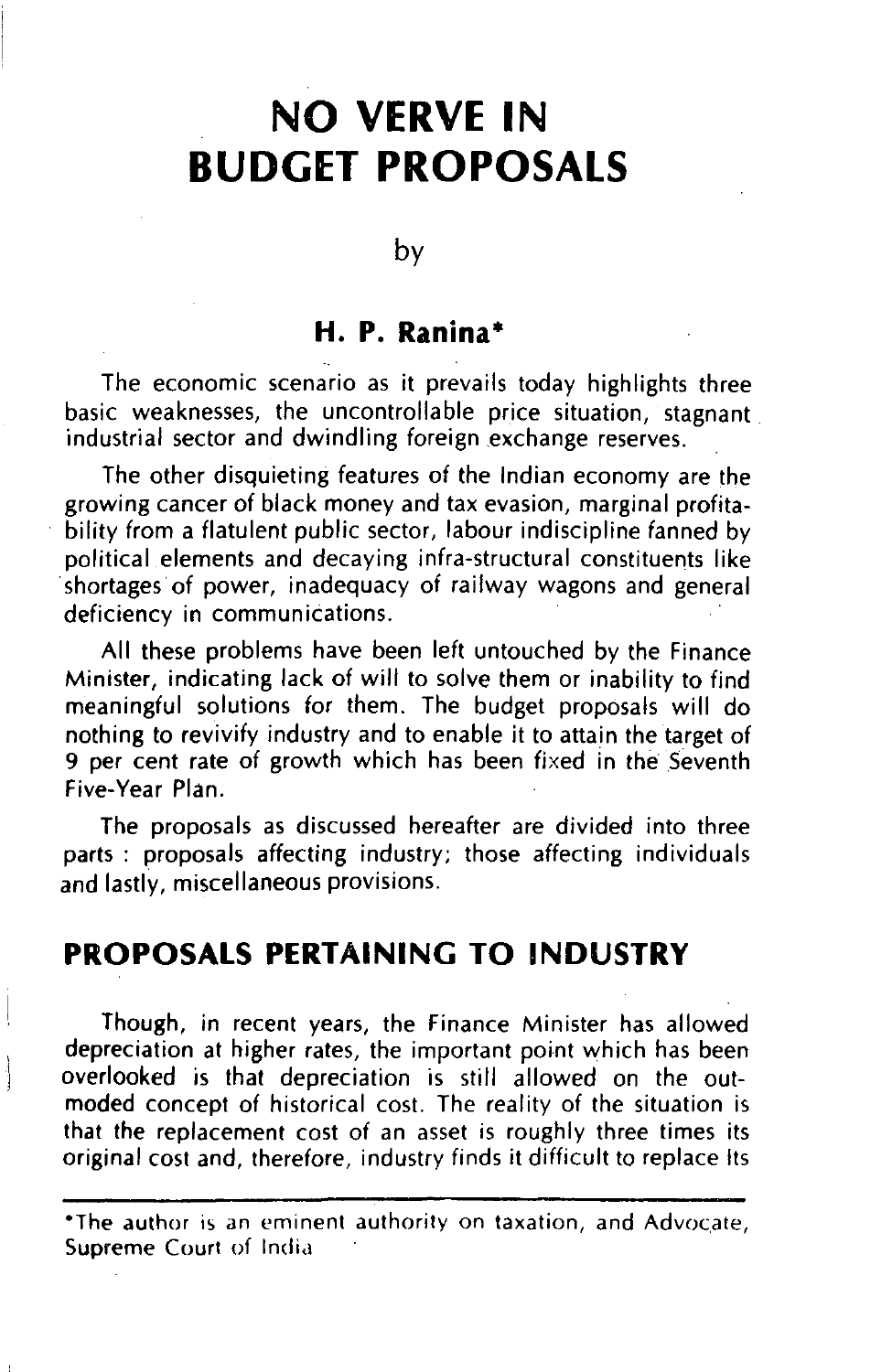# NO VERVE IN BUDGET PROPOSALS

by

## H. P. Ranina*

The economic scenario as it prevails today highlights three basic weaknesses, the uncontrollable price situation, stagnant industrial sector and dwindling foreign exchange reserves.

The other disquieting features of the Indian economy are the growing cancer of black money and tax evasion, marginal profitability from a flatulent public sector, labour indiscipline fanned by political elements and decaying infra-structural constituents like shortages of power, inadequacy of railway wagons and general deficiency in communications.

All these problems have been left untouched by the Finance Minister, indicating lack of will to solve them or inability to find meaningful solutions for them. The budget proposals will do nothing to revivify industry and to enable it to attain the target of 9 per cent rate of growth which has been fixed in the Seventh Five-Year Plan.

The proposals as discussed hereafter are divided into three parts : proposals affecting industry; those affecting individuals and lastly, miscellaneous provisions.

## PROPOSALS PERTAINING TO INDUSTRY

Though, in recent years, the Finance Minister has allowed depreciation at higher rates, the important point which has been overlooked is that depreciation is still allowed on the outmoded concept of historical cost. The reality of the situation is that the replacement cost of an asset is roughly three times its original cost and, therefore, industry finds it difficult to replace its

*The author is an eminent authority on taxation, and Advocate, Supreme Court of India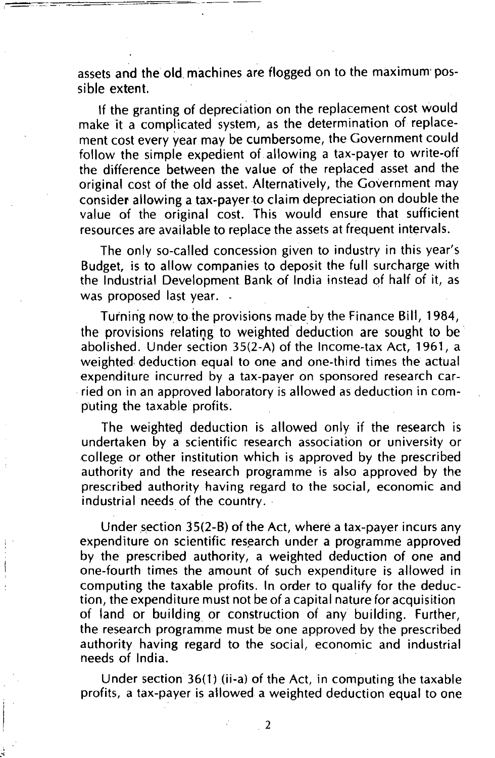assets and the old machines are flogged on to the maximum possible extent.

If the granting of depreciation on the replacement cost would make it a complicated system, as the determination of replacement cost every year may be cumbersome, the Government could follow the simple expedient of allowing a tax-payer to write-off the difference between the value of the replaced asset and the original cost of the old asset. Alternatively, the Government may consider allowing a tax-payer to claim depreciation on double the value of the original cost. This would ensure that sufficient resources are available to replace the assets at frequent intervals.

The only so-called concession given to industry in this year's Budget, is to allow companies to deposit the full surcharge with the Industrial Development Bank of India instead of half of it, as was proposed last year.

Turning now to the provisions made by the Finance Bill, 1984, the provisions relating to weighted deduction are sought to be abolished. Under section 35(2-A) of the Income-tax Act, 1961, a weighted deduction equal to one and one-third times the actual expenditure incurred by a tax-payer on sponsored research carried on in an approved laboratory is allowed as deduction in computing the taxable profits.

The weighted deduction is allowed only if the research is undertaken by a scientific research association or university or college or other institution which is approved by the prescribed authority and the research programme is also approved by the prescribed authority having regard to the social, economic and industrial needs of the country.

Under section 35(2-B) of the Act, where a tax-payer incurs any expenditure on scientific research under a programme approved by the prescribed authority, a weighted deduction of one and one-fourth times the amount of such expenditure is allowed in computing the taxable profits. In order to qualify for the deduction, the expenditure must not be of a capital nature for acquisition of land or building or construction of any building. Further, the research programme must be one approved by the prescribed authority having regard to the social, economic and industrial needs of India.

Under section 36(1) (ii-a) of the Act, in computing the taxable profits, a tax-payer is allowed a weighted deduction equal to one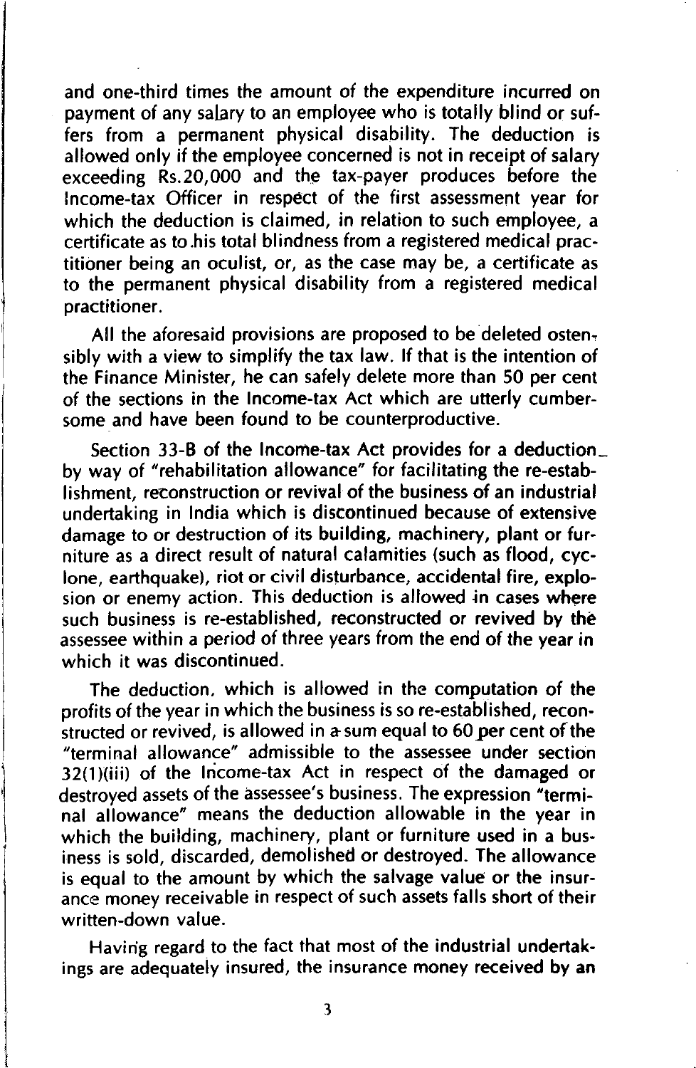and one-third times the amount of the expenditure incurred on payment of any salary to an employee who is totally blind or suffers from a permanent physical disability. The deduction is allowed only if the employee concerned is not in receipt of salary exceeding Rs.20,000 and the tax-payer produces before the Income-tax Officer in respect of the first assessment year for which the deduction is claimed, in relation to such employee, a certificate as to his total blindness from a registered medical practitioner being an oculist, or, as the case may be, a certificate as to the permanent physical disability from a registered medical practitioner.

All the aforesaid provisions are proposed to be deleted ostensibly with a view to simplify the tax law. If that is the intention of the Finance Minister, he can safely delete more than 50 per cent of the sections in the Income-tax Act which are utterly cumbersome and have been found to be counterproductive.

Section 33-B of the Income-tax Act provides for a deduction by way of "rehabilitation allowance" for facilitating the re-establishment, reconstruction or revival of the business of an industrial undertaking in India which is discontinued because of extensive damage to or destruction of its building, machinery, plant or furniture as a direct result of natural calamities (such as flood, cyclone, earthquake), riot or civil disturbance, accidental fire, explosion or enemy action. This deduction is allowed in cases where such business is re-established, reconstructed or revived by the assessee within a period of three years from the end of the year in which it was discontinued.

The deduction, which is allowed in the computation of the profits of the year in which the business is so re-established, reconstructed or revived, is allowed in a sum equal to 60 per cent of the "terminal allowance" admissible to the assessee under section 32(1)(iii) of the Income-tax Act in respect of the damaged or destroyed assets of the assessee's business. The expression "terminal allowance" means the deduction allowable in the year in which the building, machinery, plant or furniture used in a business is sold, discarded, demolished or destroyed. The allowance is equal to the amount by which the salvage value or the insurance money receivable in respect of such assets falls short of their written-down value.

Having regard to the fact that most of the industrial undertakings are adequately insured, the insurance money received by an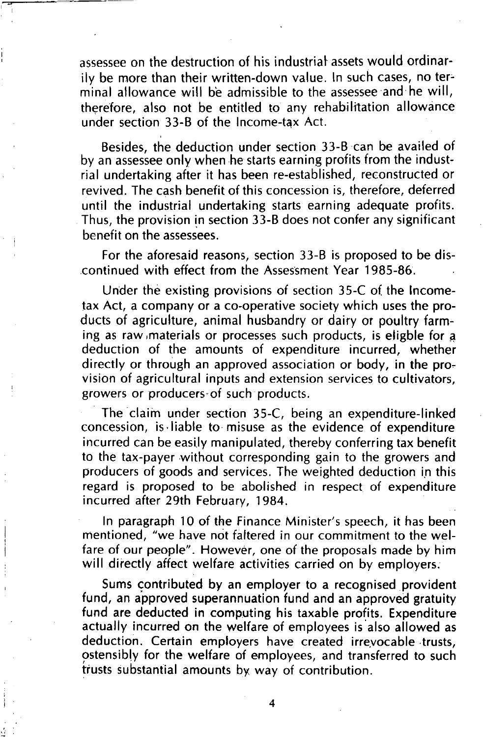assessee on the destruction of his industrial assets would ordinarily be more than their written-down value. In such cases, no terminal allowance will be admissible to the assessee and he will, therefore, also not be entitled to any rehabilitation allowance under section 33-B of the Income-tax Act.

Besides, the deduction under section 33-B can be availed of by an assessee only when he starts earning profits from the industrial undertaking after it has been re-established, reconstructed or revived. The cash benefit of this concession is, therefore, deferred until the industrial undertaking starts earning adequate profits. Thus, the provision in section 33-B does not confer any significant benefit on the assessees.

For the aforesaid reasons, section 33-B is proposed to be discontinued with effect from the Assessment Year 1985-86.

Under the existing provisions of section 35-C of the Income-tax Act, a company or a co-operative society which uses the products of agriculture, animal husbandry or dairy or poultry farming as raw materials or processes such products, is eligble for a deduction of the amounts of expenditure incurred, whether directly or through an approved association or body, in the provision of agricultural inputs and extension services to cultivators, growers or producers of such products.

The claim under section 35-C, being an expenditure-linked concession, is liable to misuse as the evidence of expenditure incurred can be easily manipulated, thereby conferring tax benefit to the tax-payer without corresponding gain to the growers and producers of goods and services. The weighted deduction in this regard is proposed to be abolished in respect of expenditure incurred after 29th February, 1984.

In paragraph 10 of the Finance Minister's speech, it has been mentioned, "we have not faltered in our commitment to the welfare of our people". However, one of the proposals made by him will directly affect welfare activities carried on by employers.

Sums contributed by an employer to a recognised provident fund, an approved superannuation fund and an approved gratuity fund are deducted in computing his taxable profits. Expenditure actually incurred on the welfare of employees is also allowed as deduction. Certain employers have created irrevocable trusts, ostensibly for the welfare of employees, and transferred to such trusts substantial amounts by way of contribution.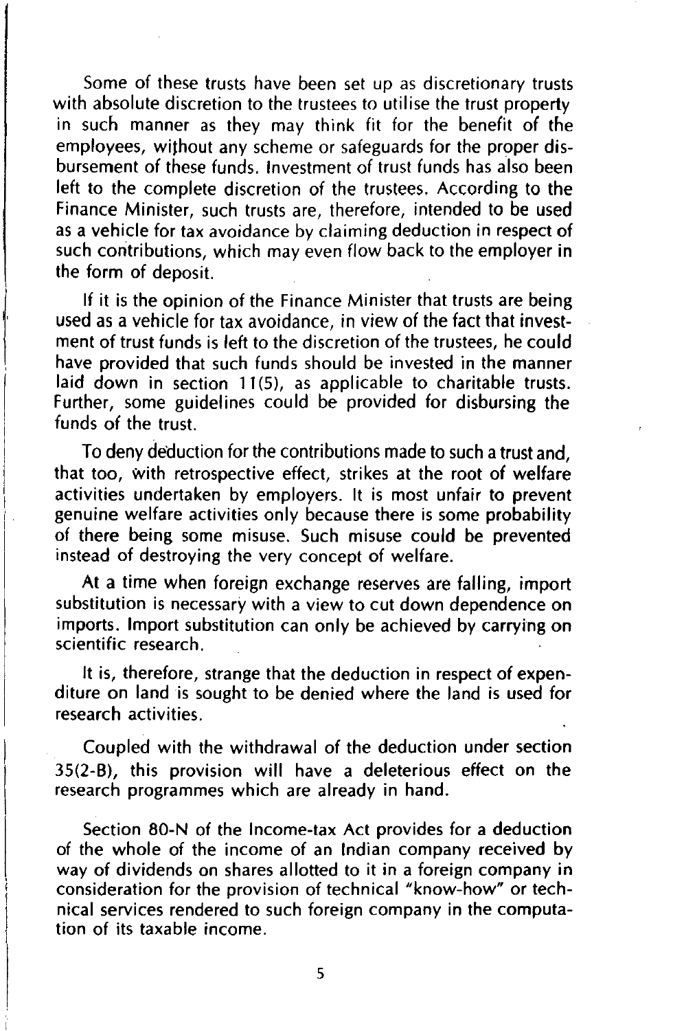Some of these trusts have been set up as discretionary trusts with absolute discretion to the trustees to utilise the trust property in such manner as they may think fit for the benefit of the employees, without any scheme or safeguards for the proper disbursement of these funds. Investment of trust funds has also been left to the complete discretion of the trustees. According to the Finance Minister, such trusts are, therefore, intended to be used as a vehicle for tax avoidance by claiming deduction in respect of such contributions, which may even flow back to the employer in the form of deposit.

If it is the opinion of the Finance Minister that trusts are being used as a vehicle for tax avoidance, in view of the fact that investment of trust funds is left to the discretion of the trustees, he could have provided that such funds should be invested in the manner laid down in section 11(5), as applicable to charitable trusts. Further, some guidelines could be provided for disbursing the funds of the trust.

To deny deduction for the contributions made to such a trust and, that too, with retrospective effect, strikes at the root of welfare activities undertaken by employers. It is most unfair to prevent genuine welfare activities only because there is some probability of there being some misuse. Such misuse could be prevented instead of destroying the very concept of welfare.

At a time when foreign exchange reserves are falling, import substitution is necessary with a view to cut down dependence on imports. Import substitution can only be achieved by carrying on scientific research.

It is, therefore, strange that the deduction in respect of expenditure on land is sought to be denied where the land is used for research activities.

Coupled with the withdrawal of the deduction under section 35(2-B), this provision will have a deleterious effect on the research programmes which are already in hand.

Section 80-N of the Income-tax Act provides for a deduction of the whole of the income of an Indian company received by way of dividends on shares allotted to it in a foreign company in consideration for the provision of technical "know-how" or technical services rendered to such foreign company in the computation of its taxable income.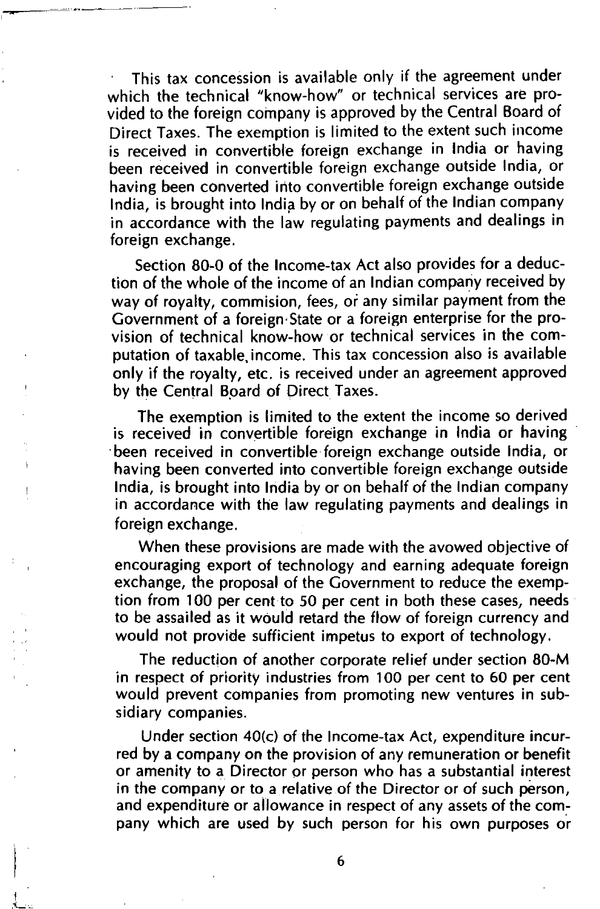This tax concession is available only if the agreement under which the technical "know-how" or technical services are provided to the foreign company is approved by the Central Board of Direct Taxes. The exemption is limited to the extent such income is received in convertible foreign exchange in India or having been received in convertible foreign exchange outside India, or having been converted into convertible foreign exchange outside India, is brought into India by or on behalf of the Indian company in accordance with the law regulating payments and dealings in foreign exchange.

Section 80-0 of the Income-tax Act also provides for a deduction of the whole of the income of an Indian company received by way of royalty, commision, fees, or any similar payment from the Government of a foreign State or a foreign enterprise for the provision of technical know-how or technical services in the computation of taxable income. This tax concession also is available only if the royalty, etc. is received under an agreement approved by the Central Board of Direct Taxes.

The exemption is limited to the extent the income so derived is received in convertible foreign exchange in India or having been received in convertible foreign exchange outside India, or having been converted into convertible foreign exchange outside India, is brought into India by or on behalf of the Indian company in accordance with the law regulating payments and dealings in foreign exchange.

When these provisions are made with the avowed objective of encouraging export of technology and earning adequate foreign exchange, the proposal of the Government to reduce the exemption from 100 per cent to 50 per cent in both these cases, needs to be assailed as it would retard the flow of foreign currency and would not provide sufficient impetus to export of technology.

The reduction of another corporate relief under section 80-M in respect of priority industries from 100 per cent to 60 per cent would prevent companies from promoting new ventures in subsidiary companies.

Under section 40(c) of the Income-tax Act, expenditure incurred by a company on the provision of any remuneration or benefit or amenity to a Director or person who has a substantial interest in the company or to a relative of the Director or of such person, and expenditure or allowance in respect of any assets of the company which are used by such person for his own purposes or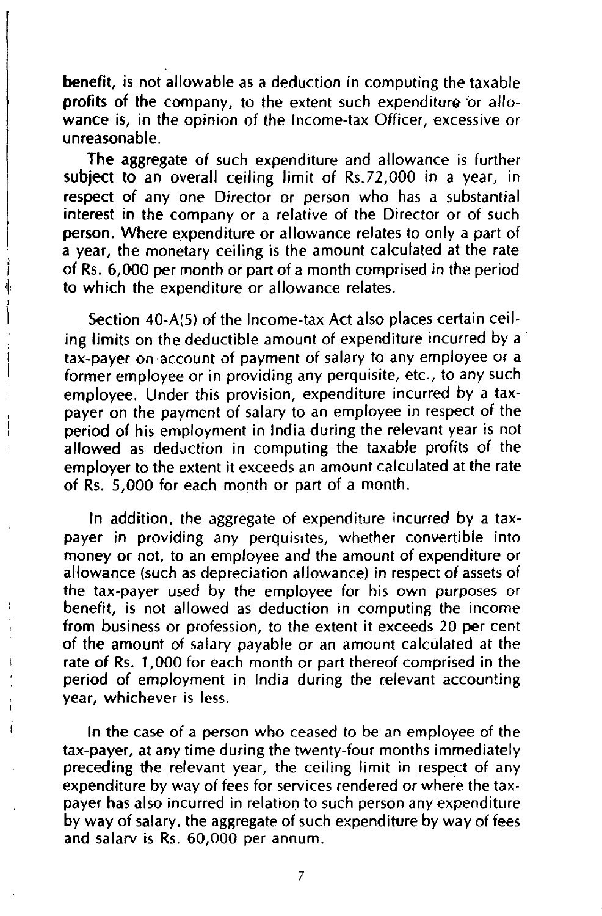benefit, is not allowable as a deduction in computing the taxable profits of the company, to the extent such expenditure or allowance is, in the opinion of the Income-tax Officer, excessive or unreasonable.

The aggregate of such expenditure and allowance is further subject to an overall ceiling limit of Rs.72,000 in a year, in respect of any one Director or person who has a substantial interest in the company or a relative of the Director or of such person. Where expenditure or allowance relates to only a part of a year, the monetary ceiling is the amount calculated at the rate of Rs. 6,000 per month or part of a month comprised in the period to which the expenditure or allowance relates.

Section 40-A(5) of the Income-tax Act also places certain ceiling limits on the deductible amount of expenditure incurred by a tax-payer on account of payment of salary to any employee or a former employee or in providing any perquisite, etc., to any such employee. Under this provision, expenditure incurred by a tax-payer on the payment of salary to an employee in respect of the period of his employment in India during the relevant year is not allowed as deduction in computing the taxable profits of the employer to the extent it exceeds an amount calculated at the rate of Rs. 5,000 for each month or part of a month.

In addition, the aggregate of expenditure incurred by a tax-payer in providing any perquisites, whether convertible into money or not, to an employee and the amount of expenditure or allowance (such as depreciation allowance) in respect of assets of the tax-payer used by the employee for his own purposes or benefit, is not allowed as deduction in computing the income from business or profession, to the extent it exceeds 20 per cent of the amount of salary payable or an amount calculated at the rate of Rs. 1,000 for each month or part thereof comprised in the period of employment in India during the relevant accounting year, whichever is less.

In the case of a person who ceased to be an employee of the tax-payer, at any time during the twenty-four months immediately preceding the relevant year, the ceiling limit in respect of any expenditure by way of fees for services rendered or where the tax-payer has also incurred in relation to such person any expenditure by way of salary, the aggregate of such expenditure by way of fees and salarv is Rs. 60,000 per annum.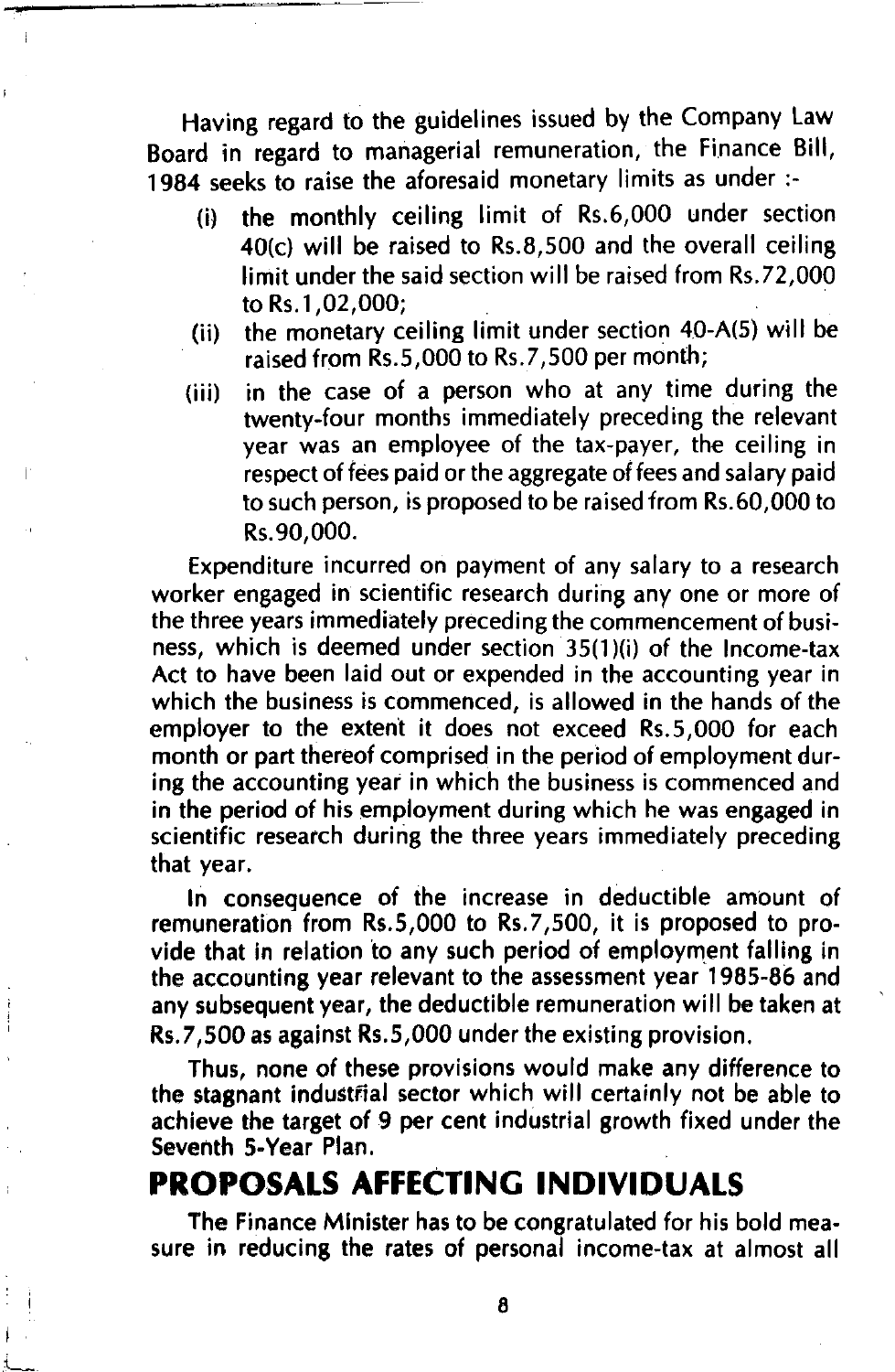Having regard to the guidelines issued by the Company Law Board in regard to managerial remuneration, the Finance Bill, 1984 seeks to raise the aforesaid monetary limits as under :-

(i) the monthly ceiling limit of Rs.6,000 under section 40(c) will be raised to Rs.8,500 and the overall ceiling limit under the said section will be raised from Rs.72,000 to Rs.1,02,000;

(ii) the monetary ceiling limit under section 40-A(5) will be raised from Rs.5,000 to Rs.7,500 per month;

(iii) in the case of a person who at any time during the twenty-four months immediately preceding the relevant year was an employee of the tax-payer, the ceiling in respect of fees paid or the aggregate of fees and salary paid to such person, is proposed to be raised from Rs.60,000 to Rs.90,000.

Expenditure incurred on payment of any salary to a research worker engaged in scientific research during any one or more of the three years immediately preceding the commencement of business, which is deemed under section 35(1)(i) of the Income-tax Act to have been laid out or expended in the accounting year in which the business is commenced, is allowed in the hands of the employer to the extent it does not exceed Rs.5,000 for each month or part thereof comprised in the period of employment during the accounting year in which the business is commenced and in the period of his employment during which he was engaged in scientific research during the three years immediately preceding that year.

In consequence of the increase in deductible amount of remuneration from Rs.5,000 to Rs.7,500, it is proposed to provide that in relation to any such period of employment falling in the accounting year relevant to the assessment year 1985-86 and any subsequent year, the deductible remuneration will be taken at Rs.7,500 as against Rs.5,000 under the existing provision.

Thus, none of these provisions would make any difference to the stagnant industrial sector which will certainly not be able to achieve the target of 9 per cent industrial growth fixed under the Seventh 5-Year Plan.

## PROPOSALS AFFECTING INDIVIDUALS

The Finance Minister has to be congratulated for his bold measure in reducing the rates of personal income-tax at almost all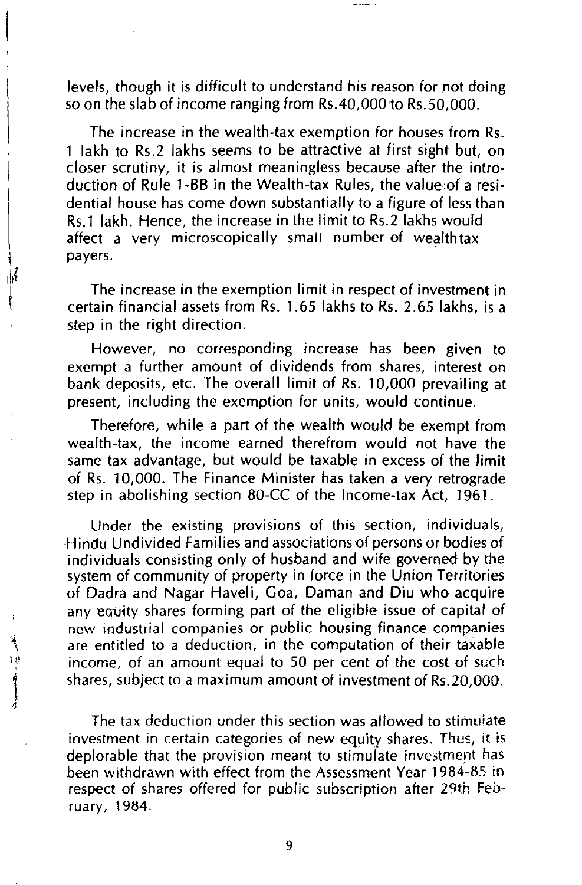levels, though it is difficult to understand his reason for not doing so on the slab of income ranging from Rs.40,000 to Rs.50,000.

The increase in the wealth-tax exemption for houses from Rs. 1 lakh to Rs.2 lakhs seems to be attractive at first sight but, on closer scrutiny, it is almost meaningless because after the introduction of Rule 1-BB in the Wealth-tax Rules, the value of a residential house has come down substantially to a figure of less than Rs.1 lakh. Hence, the increase in the limit to Rs.2 lakhs would affect a very microscopically small number of wealthtax payers.

The increase in the exemption limit in respect of investment in certain financial assets from Rs. 1.65 lakhs to Rs. 2.65 lakhs, is a step in the right direction.

However, no corresponding increase has been given to exempt a further amount of dividends from shares, interest on bank deposits, etc. The overall limit of Rs. 10,000 prevailing at present, including the exemption for units, would continue.

Therefore, while a part of the wealth would be exempt from wealth-tax, the income earned therefrom would not have the same tax advantage, but would be taxable in excess of the limit of Rs. 10,000. The Finance Minister has taken a very retrograde step in abolishing section 80-CC of the Income-tax Act, 1961.

Under the existing provisions of this section, individuals, Hindu Undivided Families and associations of persons or bodies of individuals consisting only of husband and wife governed by the system of community of property in force in the Union Territories of Dadra and Nagar Haveli, Goa, Daman and Diu who acquire any equity shares forming part of the eligible issue of capital of new industrial companies or public housing finance companies are entitled to a deduction, in the computation of their taxable income, of an amount equal to 50 per cent of the cost of such shares, subject to a maximum amount of investment of Rs.20,000.

The tax deduction under this section was allowed to stimulate investment in certain categories of new equity shares. Thus, it is deplorable that the provision meant to stimulate investment has been withdrawn with effect from the Assessment Year 1984-85 in respect of shares offered for public subscription after 29th February, 1984.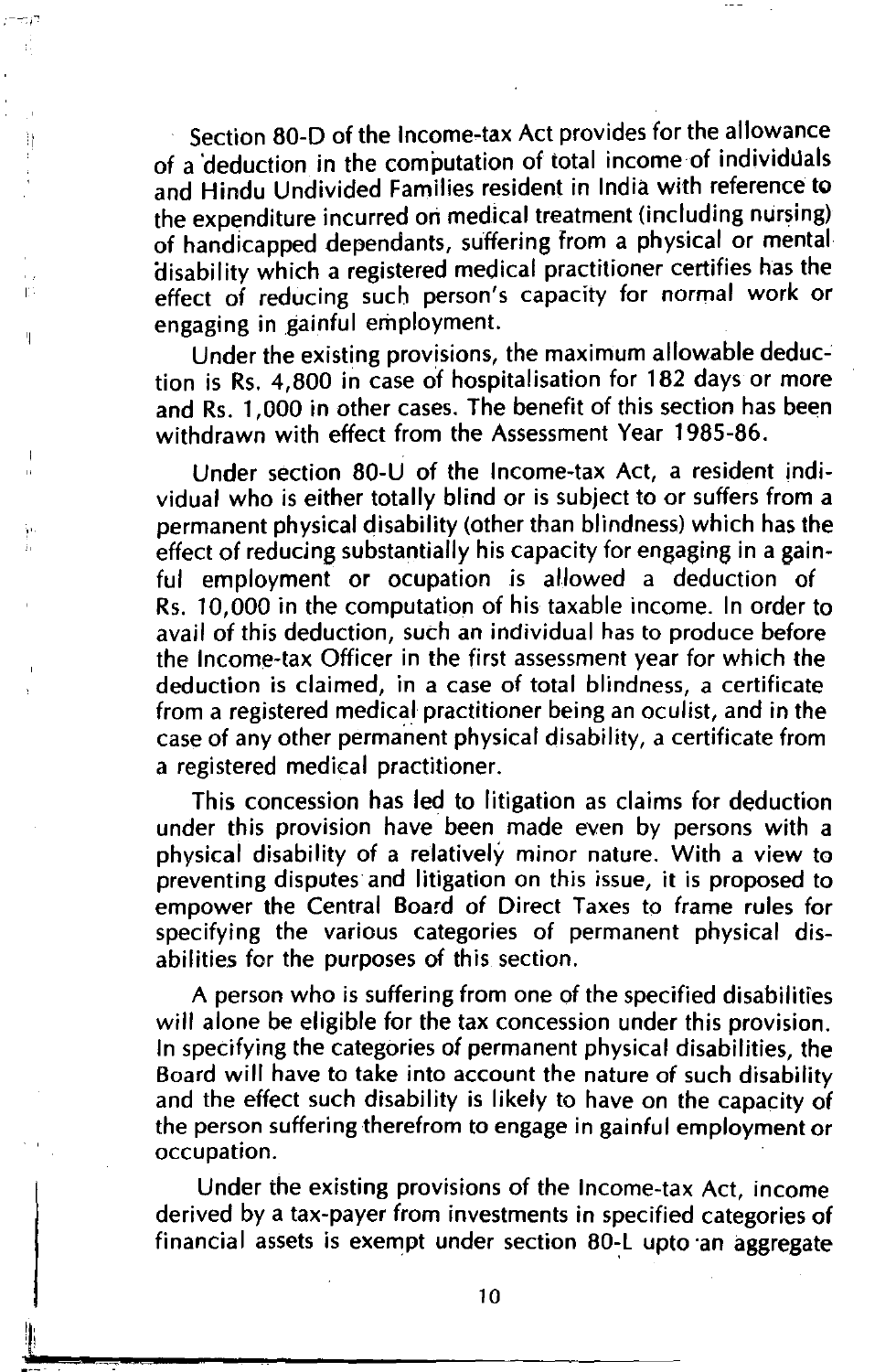Section 80-D of the Income-tax Act provides for the allowance of a deduction in the computation of total income of individuals and Hindu Undivided Families resident in India with reference to the expenditure incurred on medical treatment (including nursing) of handicapped dependants, suffering from a physical or mental disability which a registered medical practitioner certifies has the effect of reducing such person's capacity for normal work or engaging in gainful employment.

Under the existing provisions, the maximum allowable deduction is Rs. 4,800 in case of hospitalisation for 182 days or more and Rs. 1,000 in other cases. The benefit of this section has been withdrawn with effect from the Assessment Year 1985-86.

Under section 80-U of the Income-tax Act, a resident individual who is either totally blind or is subject to or suffers from a permanent physical disability (other than blindness) which has the effect of reducing substantially his capacity for engaging in a gainful employment or ocupation is allowed a deduction of Rs. 10,000 in the computation of his taxable income. In order to avail of this deduction, such an individual has to produce before the Income-tax Officer in the first assessment year for which the deduction is claimed, in a case of total blindness, a certificate from a registered medical practitioner being an oculist, and in the case of any other permanent physical disability, a certificate from a registered medical practitioner.

This concession has led to litigation as claims for deduction under this provision have been made even by persons with a physical disability of a relatively minor nature. With a view to preventing disputes and litigation on this issue, it is proposed to empower the Central Board of Direct Taxes to frame rules for specifying the various categories of permanent physical disabilities for the purposes of this section.

A person who is suffering from one of the specified disabilities will alone be eligible for the tax concession under this provision. In specifying the categories of permanent physical disabilities, the Board will have to take into account the nature of such disability and the effect such disability is likely to have on the capacity of the person suffering therefrom to engage in gainful employment or occupation.

Under the existing provisions of the Income-tax Act, income derived by a tax-payer from investments in specified categories of financial assets is exempt under section 80-L upto an aggregate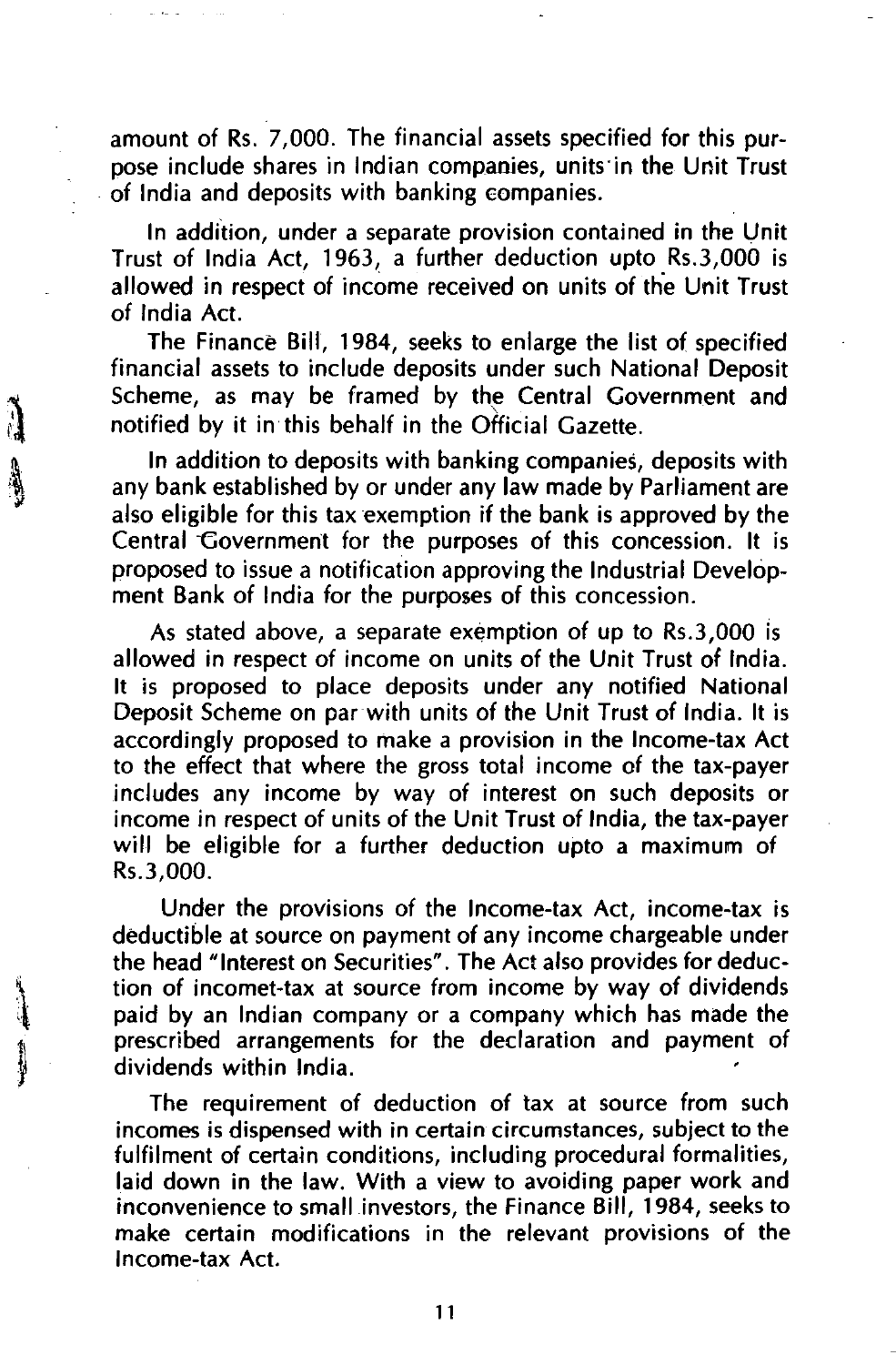amount of Rs. 7,000. The financial assets specified for this purpose include shares in Indian companies, units in the Unit Trust of India and deposits with banking companies.

In addition, under a separate provision contained in the Unit Trust of India Act, 1963, a further deduction upto Rs.3,000 is allowed in respect of income received on units of the Unit Trust of India Act.

The Finance Bill, 1984, seeks to enlarge the list of specified financial assets to include deposits under such National Deposit Scheme, as may be framed by the Central Government and notified by it in this behalf in the Official Gazette.

In addition to deposits with banking companies, deposits with any bank established by or under any law made by Parliament are also eligible for this tax exemption if the bank is approved by the Central Government for the purposes of this concession. It is proposed to issue a notification approving the Industrial Development Bank of India for the purposes of this concession.

As stated above, a separate exemption of up to Rs.3,000 is allowed in respect of income on units of the Unit Trust of India. It is proposed to place deposits under any notified National Deposit Scheme on par with units of the Unit Trust of India. It is accordingly proposed to make a provision in the Income-tax Act to the effect that where the gross total income of the tax-payer includes any income by way of interest on such deposits or income in respect of units of the Unit Trust of India, the tax-payer will be eligible for a further deduction upto a maximum of Rs.3,000.

Under the provisions of the Income-tax Act, income-tax is deductible at source on payment of any income chargeable under the head "Interest on Securities". The Act also provides for deduction of incomet-tax at source from income by way of dividends paid by an Indian company or a company which has made the prescribed arrangements for the declaration and payment of dividends within India.

The requirement of deduction of tax at source from such incomes is dispensed with in certain circumstances, subject to the fulfilment of certain conditions, including procedural formalities, laid down in the law. With a view to avoiding paper work and inconvenience to small investors, the Finance Bill, 1984, seeks to make certain modifications in the relevant provisions of the Income-tax Act.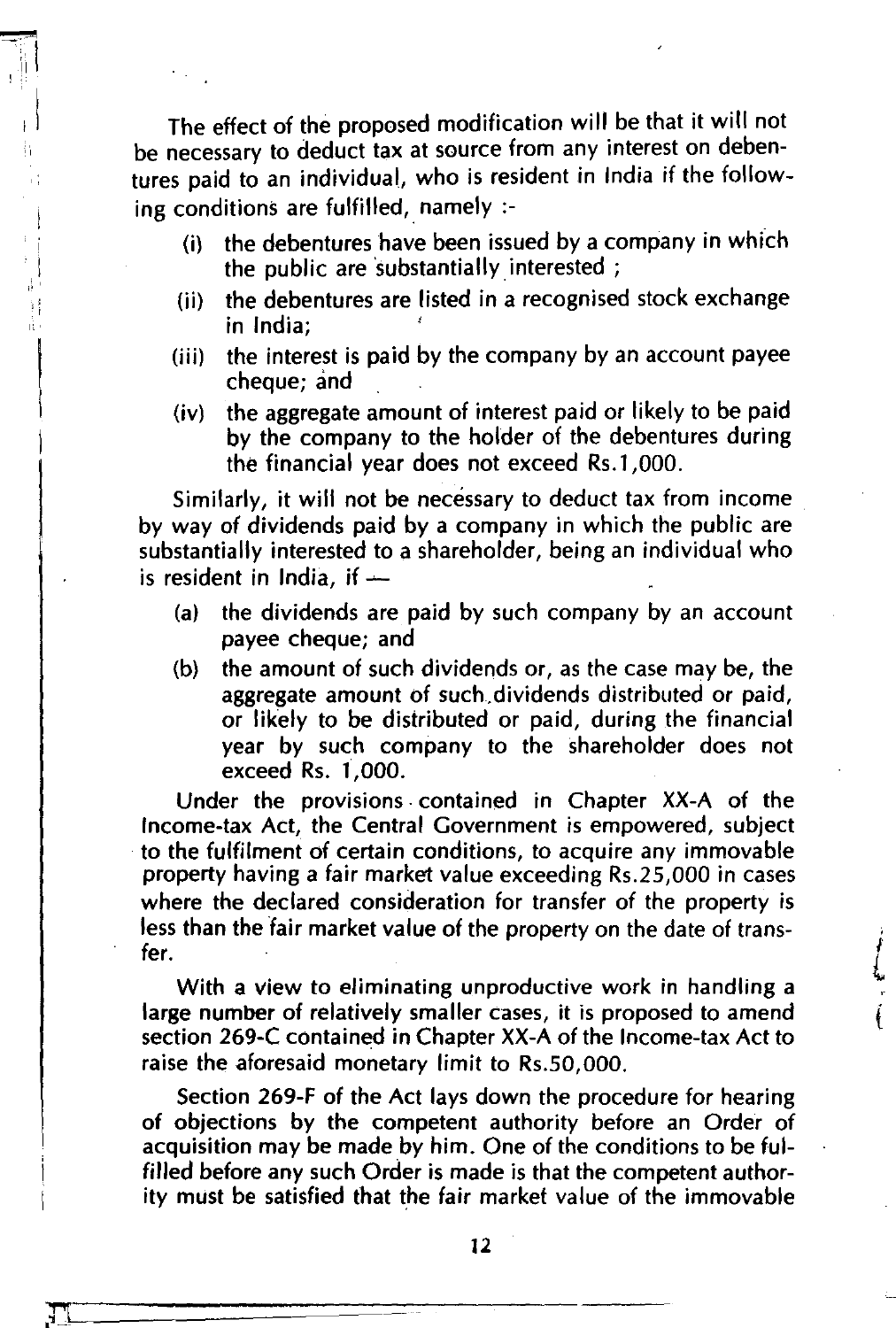The effect of the proposed modification will be that it will not be necessary to deduct tax at source from any interest on debentures paid to an individual, who is resident in India if the following conditions are fulfilled, namely :-

(i) the debentures have been issued by a company in which the public are substantially interested ;

(ii) the debentures are listed in a recognised stock exchange in India;

(iii) the interest is paid by the company by an account payee cheque; and

(iv) the aggregate amount of interest paid or likely to be paid by the company to the holder of the debentures during the financial year does not exceed Rs.1,000.

Similarly, it will not be necessary to deduct tax from income by way of dividends paid by a company in which the public are substantially interested to a shareholder, being an individual who is resident in India, if —

(a) the dividends are paid by such company by an account payee cheque; and

(b) the amount of such dividends or, as the case may be, the aggregate amount of such dividends distributed or paid, or likely to be distributed or paid, during the financial year by such company to the shareholder does not exceed Rs. 1,000.

Under the provisions contained in Chapter XX-A of the Income-tax Act, the Central Government is empowered, subject to the fulfilment of certain conditions, to acquire any immovable property having a fair market value exceeding Rs.25,000 in cases where the declared consideration for transfer of the property is less than the fair market value of the property on the date of transfer.

With a view to eliminating unproductive work in handling a large number of relatively smaller cases, it is proposed to amend section 269-C contained in Chapter XX-A of the Income-tax Act to raise the aforesaid monetary limit to Rs.50,000.

Section 269-F of the Act lays down the procedure for hearing of objections by the competent authority before an Order of acquisition may be made by him. One of the conditions to be fulfilled before any such Order is made is that the competent authority must be satisfied that the fair market value of the immovable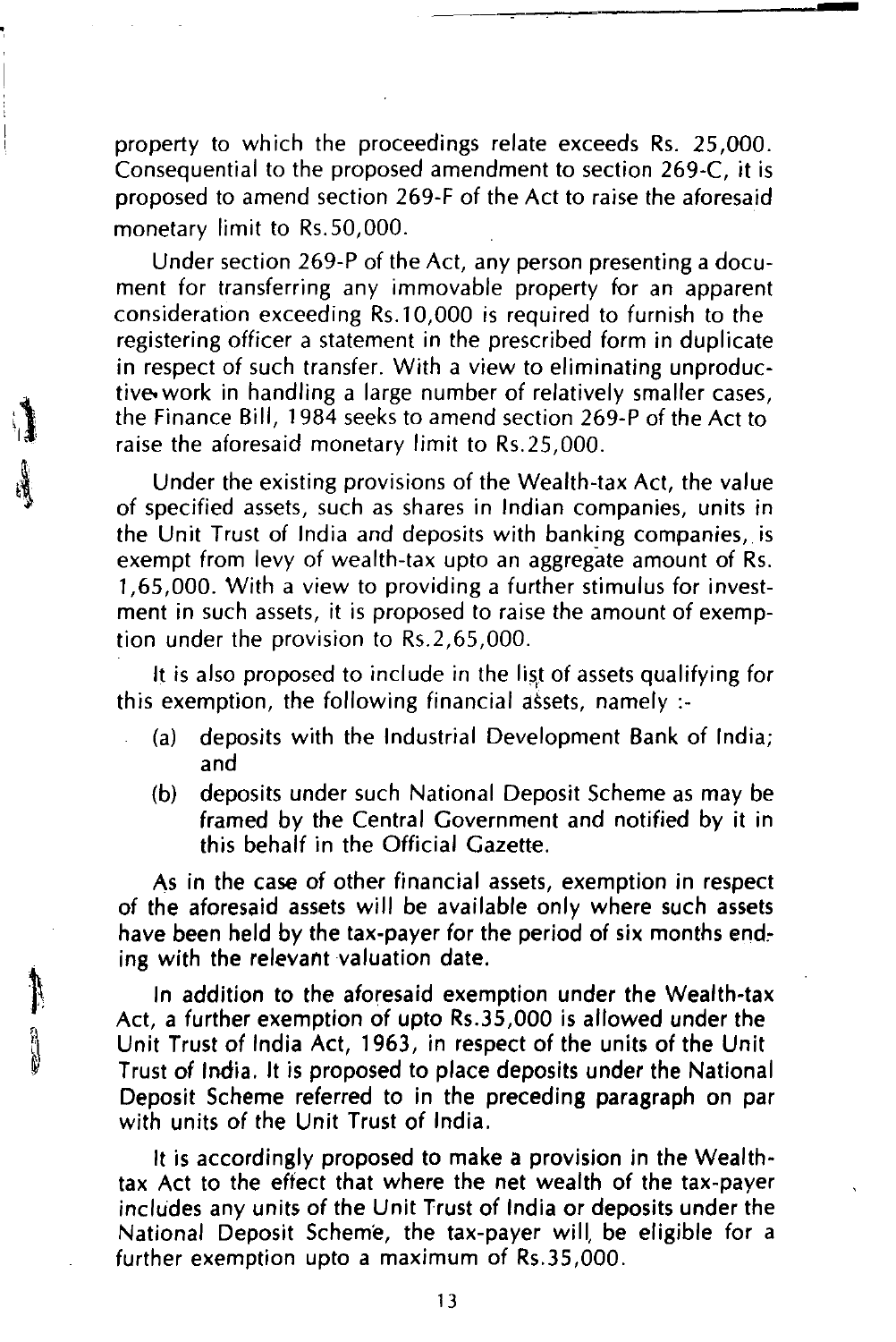property to which the proceedings relate exceeds Rs. 25,000. Consequential to the proposed amendment to section 269-C, it is proposed to amend section 269-F of the Act to raise the aforesaid monetary limit to Rs.50,000.

Under section 269-P of the Act, any person presenting a document for transferring any immovable property for an apparent consideration exceeding Rs.10,000 is required to furnish to the registering officer a statement in the prescribed form in duplicate in respect of such transfer. With a view to eliminating unproductive work in handling a large number of relatively smaller cases, the Finance Bill, 1984 seeks to amend section 269-P of the Act to raise the aforesaid monetary limit to Rs.25,000.

Under the existing provisions of the Wealth-tax Act, the value of specified assets, such as shares in Indian companies, units in the Unit Trust of India and deposits with banking companies, is exempt from levy of wealth-tax upto an aggregate amount of Rs. 1,65,000. With a view to providing a further stimulus for investment in such assets, it is proposed to raise the amount of exemption under the provision to Rs.2,65,000.

It is also proposed to include in the list of assets qualifying for this exemption, the following financial assets, namely :-

(a) deposits with the Industrial Development Bank of India; and

(b) deposits under such National Deposit Scheme as may be framed by the Central Government and notified by it in this behalf in the Official Gazette.

As in the case of other financial assets, exemption in respect of the aforesaid assets will be available only where such assets have been held by the tax-payer for the period of six months ending with the relevant valuation date.

In addition to the aforesaid exemption under the Wealth-tax Act, a further exemption of upto Rs.35,000 is allowed under the Unit Trust of India Act, 1963, in respect of the units of the Unit Trust of India. It is proposed to place deposits under the National Deposit Scheme referred to in the preceding paragraph on par with units of the Unit Trust of India.

It is accordingly proposed to make a provision in the Wealth-tax Act to the effect that where the net wealth of the tax-payer includes any units of the Unit Trust of India or deposits under the National Deposit Scheme, the tax-payer will be eligible for a further exemption upto a maximum of Rs.35,000.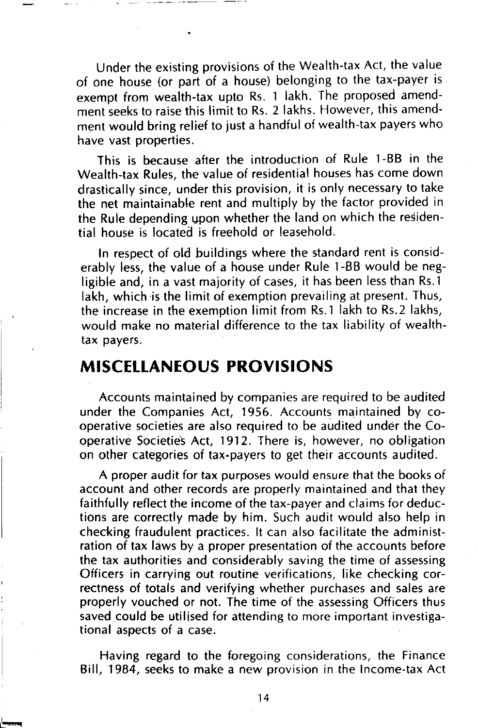Under the existing provisions of the Wealth-tax Act, the value of one house (or part of a house) belonging to the tax-payer is exempt from wealth-tax upto Rs. 1 lakh. The proposed amendment seeks to raise this limit to Rs. 2 lakhs. However, this amendment would bring relief to just a handful of wealth-tax payers who have vast properties.

This is because after the introduction of Rule 1-BB in the Wealth-tax Rules, the value of residential houses has come down drastically since, under this provision, it is only necessary to take the net maintainable rent and multiply by the factor provided in the Rule depending upon whether the land on which the residential house is located is freehold or leasehold.

In respect of old buildings where the standard rent is considerably less, the value of a house under Rule 1-BB would be negligible and, in a vast majority of cases, it has been less than Rs.1 lakh, which is the limit of exemption prevailing at present. Thus, the increase in the exemption limit from Rs.1 lakh to Rs.2 lakhs, would make no material difference to the tax liability of wealth-tax payers.

## MISCELLANEOUS PROVISIONS

Accounts maintained by companies are required to be audited under the Companies Act, 1956. Accounts maintained by co-operative societies are also required to be audited under the Co-operative Societies Act, 1912. There is, however, no obligation on other categories of tax-payers to get their accounts audited.

A proper audit for tax purposes would ensure that the books of account and other records are properly maintained and that they faithfully reflect the income of the tax-payer and claims for deductions are correctly made by him. Such audit would also help in checking fraudulent practices. It can also facilitate the administration of tax laws by a proper presentation of the accounts before the tax authorities and considerably saving the time of assessing Officers in carrying out routine verifications, like checking correctness of totals and verifying whether purchases and sales are properly vouched or not. The time of the assessing Officers thus saved could be utilised for attending to more important investigational aspects of a case.

Having regard to the foregoing considerations, the Finance Bill, 1984, seeks to make a new provision in the Income-tax Act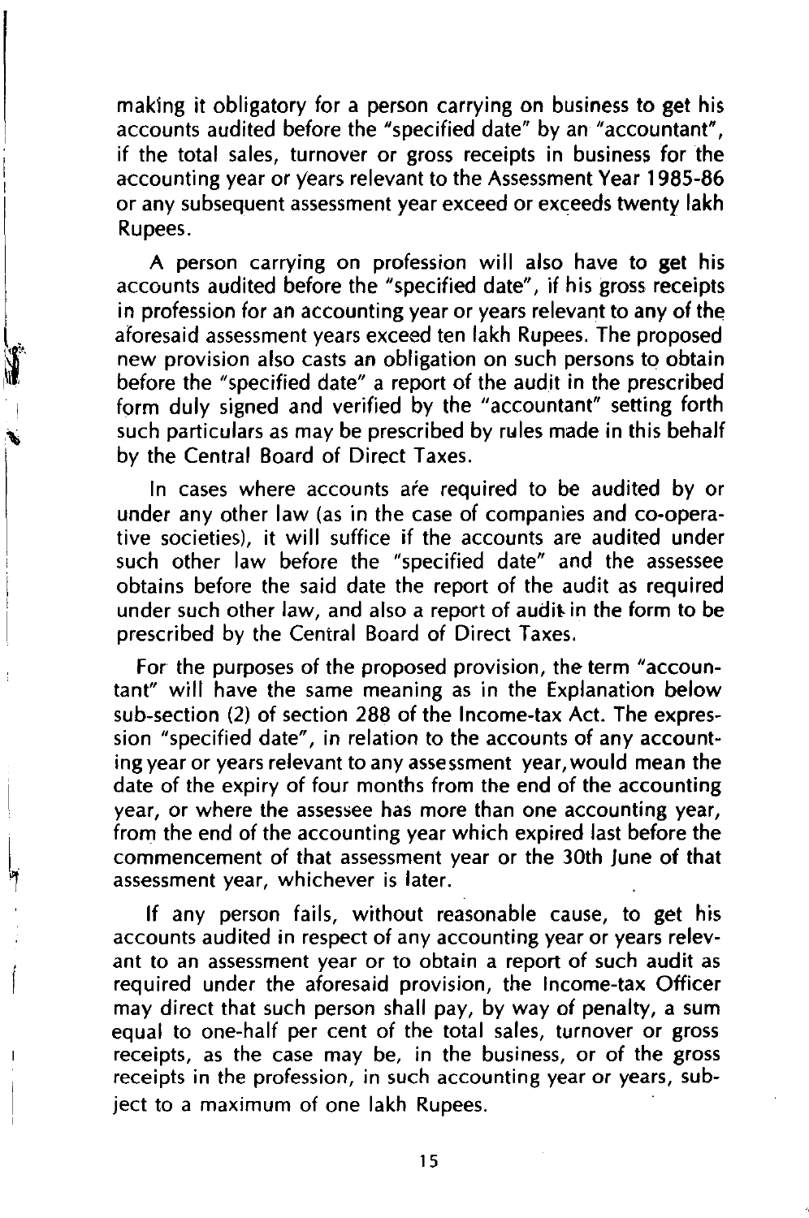making it obligatory for a person carrying on business to get his accounts audited before the "specified date" by an "accountant", if the total sales, turnover or gross receipts in business for the accounting year or years relevant to the Assessment Year 1985-86 or any subsequent assessment year exceed or exceeds twenty lakh Rupees.

A person carrying on profession will also have to get his accounts audited before the "specified date", if his gross receipts in profession for an accounting year or years relevant to any of the aforesaid assessment years exceed ten lakh Rupees. The proposed new provision also casts an obligation on such persons to obtain before the "specified date" a report of the audit in the prescribed form duly signed and verified by the "accountant" setting forth such particulars as may be prescribed by rules made in this behalf by the Central Board of Direct Taxes.

In cases where accounts are required to be audited by or under any other law (as in the case of companies and co-operative societies), it will suffice if the accounts are audited under such other law before the "specified date" and the assessee obtains before the said date the report of the audit as required under such other law, and also a report of audit in the form to be prescribed by the Central Board of Direct Taxes.

For the purposes of the proposed provision, the term "accountant" will have the same meaning as in the Explanation below sub-section (2) of section 288 of the Income-tax Act. The expression "specified date", in relation to the accounts of any accounting year or years relevant to any assessment year, would mean the date of the expiry of four months from the end of the accounting year, or where the assessee has more than one accounting year, from the end of the accounting year which expired last before the commencement of that assessment year or the 30th June of that assessment year, whichever is later.

If any person fails, without reasonable cause, to get his accounts audited in respect of any accounting year or years relevant to an assessment year or to obtain a report of such audit as required under the aforesaid provision, the Income-tax Officer may direct that such person shall pay, by way of penalty, a sum equal to one-half per cent of the total sales, turnover or gross receipts, as the case may be, in the business, or of the gross receipts in the profession, in such accounting year or years, subject to a maximum of one lakh Rupees.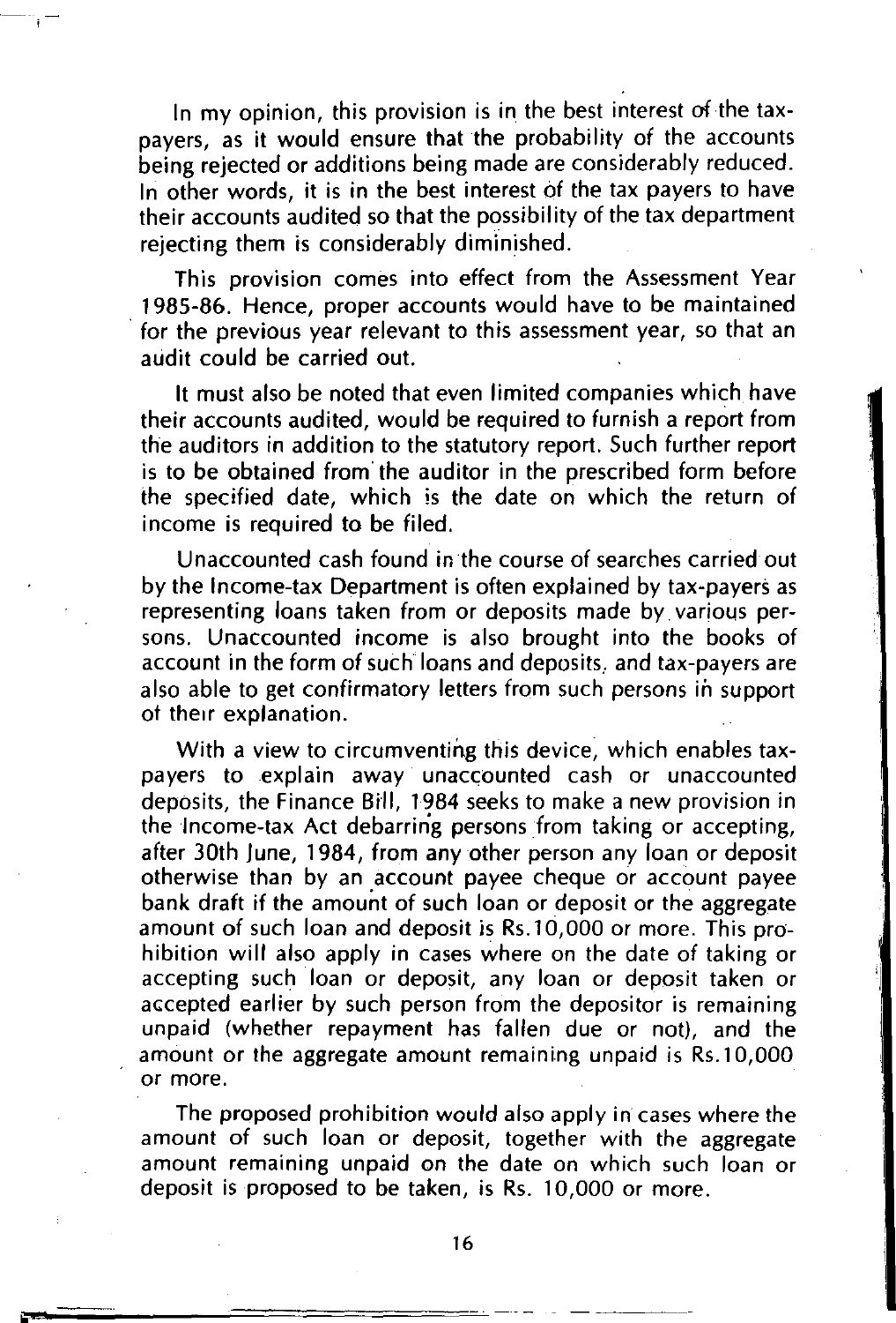In my opinion, this provision is in the best interest of the tax-payers, as it would ensure that the probability of the accounts being rejected or additions being made are considerably reduced. In other words, it is in the best interest of the tax payers to have their accounts audited so that the possibility of the tax department rejecting them is considerably diminished.

This provision comes into effect from the Assessment Year 1985-86. Hence, proper accounts would have to be maintained for the previous year relevant to this assessment year, so that an audit could be carried out.

It must also be noted that even limited companies which have their accounts audited, would be required to furnish a report from the auditors in addition to the statutory report. Such further report is to be obtained from the auditor in the prescribed form before the specified date, which is the date on which the return of income is required to be filed.

Unaccounted cash found in the course of searches carried out by the Income-tax Department is often explained by tax-payers as representing loans taken from or deposits made by various persons. Unaccounted income is also brought into the books of account in the form of such loans and deposits, and tax-payers are also able to get confirmatory letters from such persons in support of their explanation.

With a view to circumventing this device, which enables tax-payers to explain away unaccounted cash or unaccounted deposits, the Finance Bill, 1984 seeks to make a new provision in the Income-tax Act debarring persons from taking or accepting, after 30th June, 1984, from any other person any loan or deposit otherwise than by an account payee cheque or account payee bank draft if the amount of such loan or deposit or the aggregate amount of such loan and deposit is Rs.10,000 or more. This prohibition will also apply in cases where on the date of taking or accepting such loan or deposit, any loan or deposit taken or accepted earlier by such person from the depositor is remaining unpaid (whether repayment has fallen due or not), and the amount or the aggregate amount remaining unpaid is Rs.10,000 or more.

The proposed prohibition would also apply in cases where the amount of such loan or deposit, together with the aggregate amount remaining unpaid on the date on which such loan or deposit is proposed to be taken, is Rs. 10,000 or more.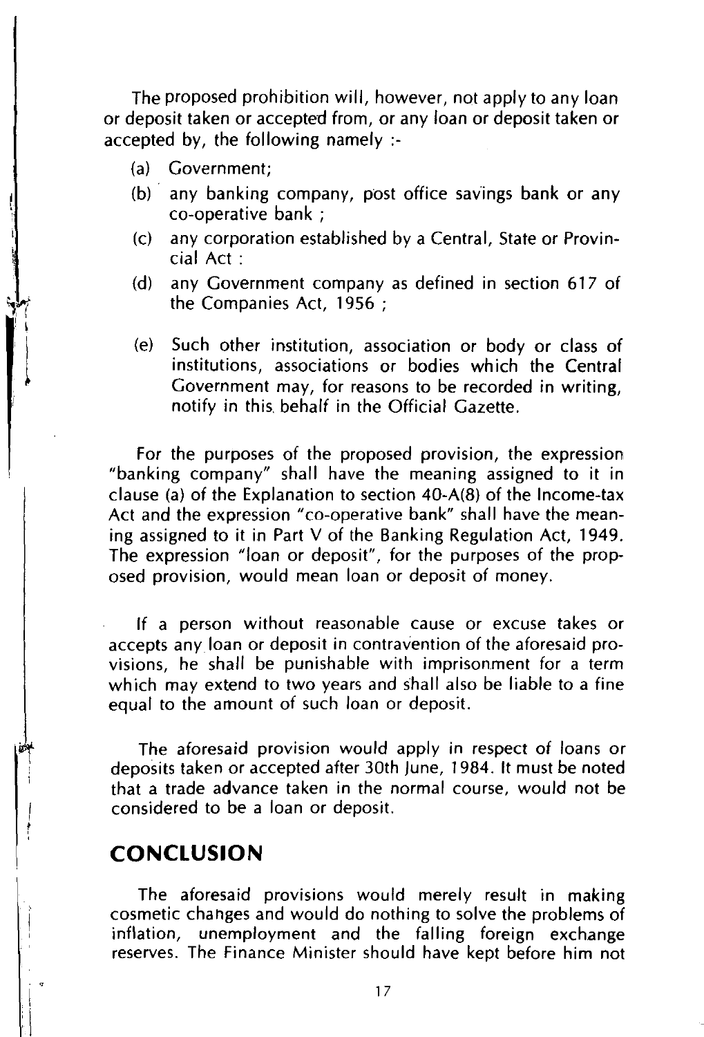The proposed prohibition will, however, not apply to any loan or deposit taken or accepted from, or any loan or deposit taken or accepted by, the following namely :-

(a) Government;

(b) any banking company, post office savings bank or any co-operative bank ;

(c) any corporation established by a Central, State or Provincial Act :

(d) any Government company as defined in section 617 of the Companies Act, 1956 ;

(e) Such other institution, association or body or class of institutions, associations or bodies which the Central Government may, for reasons to be recorded in writing, notify in this behalf in the Official Gazette.

For the purposes of the proposed provision, the expression "banking company" shall have the meaning assigned to it in clause (a) of the Explanation to section 40-A(8) of the Income-tax Act and the expression "co-operative bank" shall have the meaning assigned to it in Part V of the Banking Regulation Act, 1949. The expression "loan or deposit", for the purposes of the proposed provision, would mean loan or deposit of money.

If a person without reasonable cause or excuse takes or accepts any loan or deposit in contravention of the aforesaid provisions, he shall be punishable with imprisonment for a term which may extend to two years and shall also be liable to a fine equal to the amount of such loan or deposit.

The aforesaid provision would apply in respect of loans or deposits taken or accepted after 30th June, 1984. It must be noted that a trade advance taken in the normal course, would not be considered to be a loan or deposit.

## CONCLUSION

The aforesaid provisions would merely result in making cosmetic changes and would do nothing to solve the problems of inflation, unemployment and the falling foreign exchange reserves. The Finance Minister should have kept before him not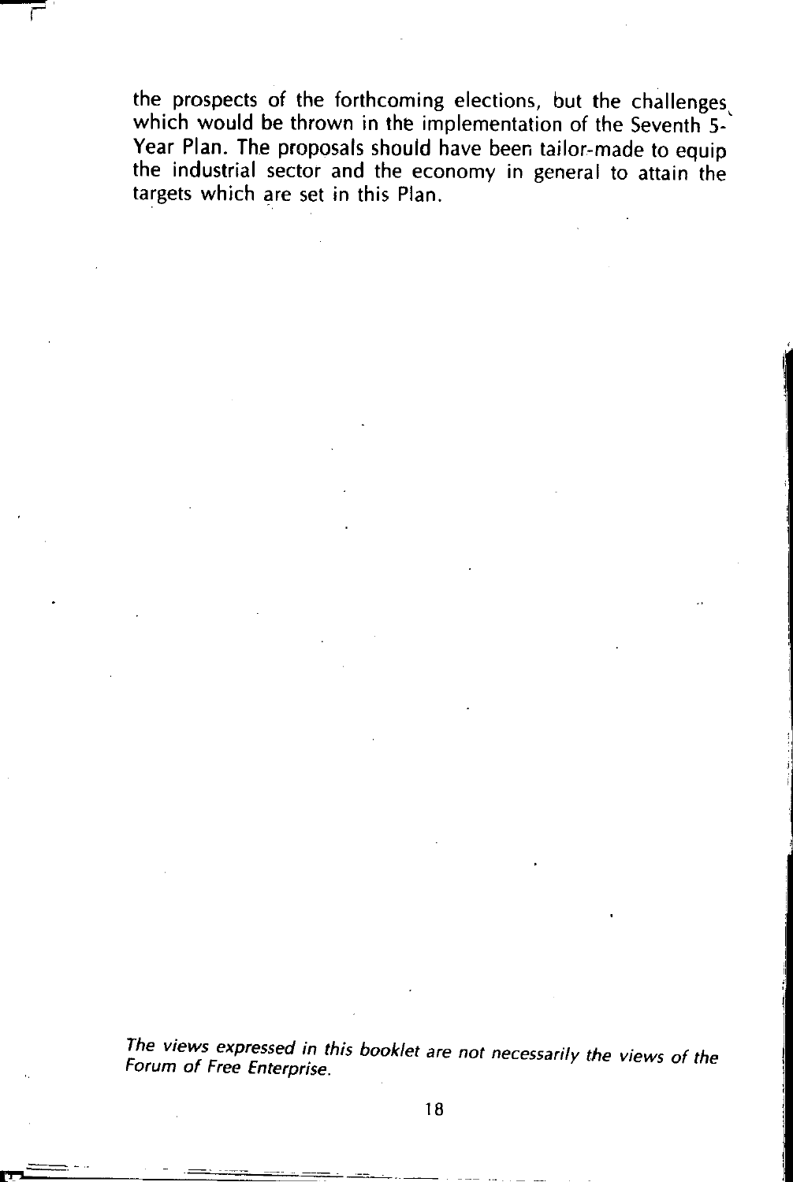the prospects of the forthcoming elections, but the challenges which would be thrown in the implementation of the Seventh 5-Year Plan. The proposals should have been tailor-made to equip the industrial sector and the economy in general to attain the targets which are set in this Plan.

*The views expressed in this booklet are not necessarily the views of the Forum of Free Enterprise.*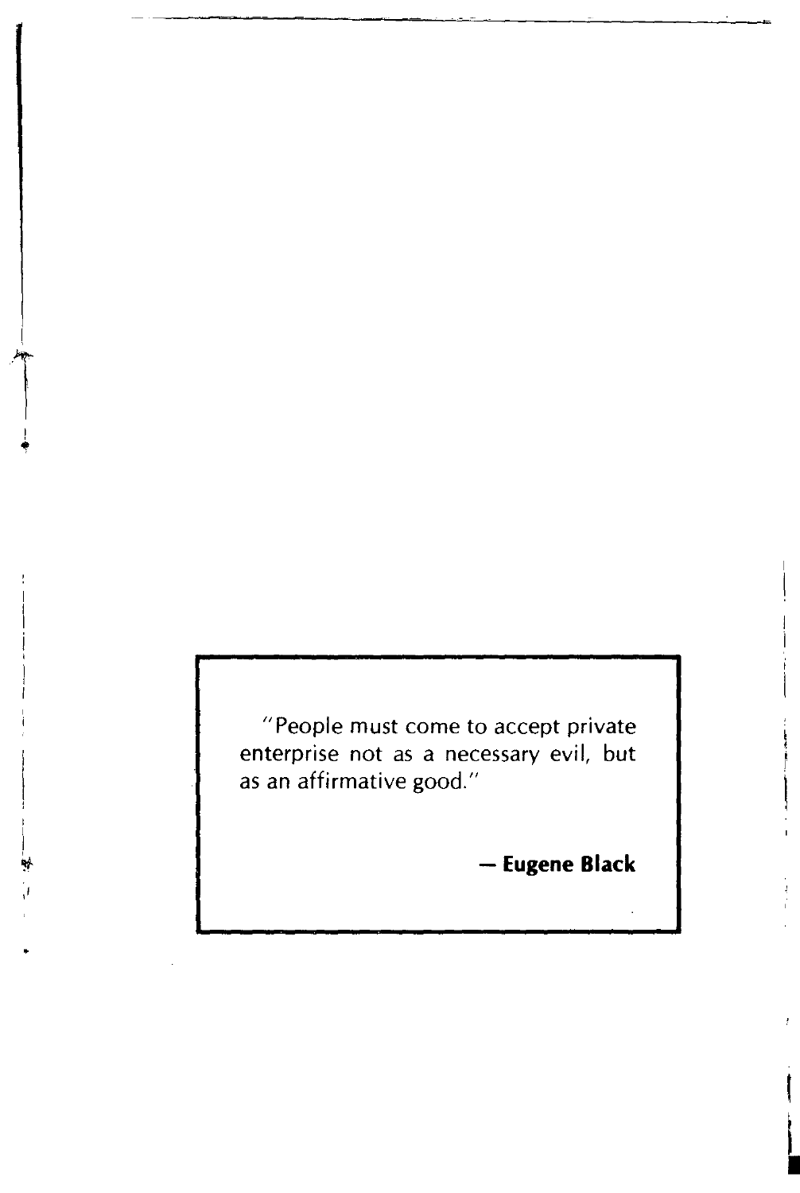> "People must come to accept private enterprise not as a necessary evil, but as an affirmative good."
>
> **— Eugene Black**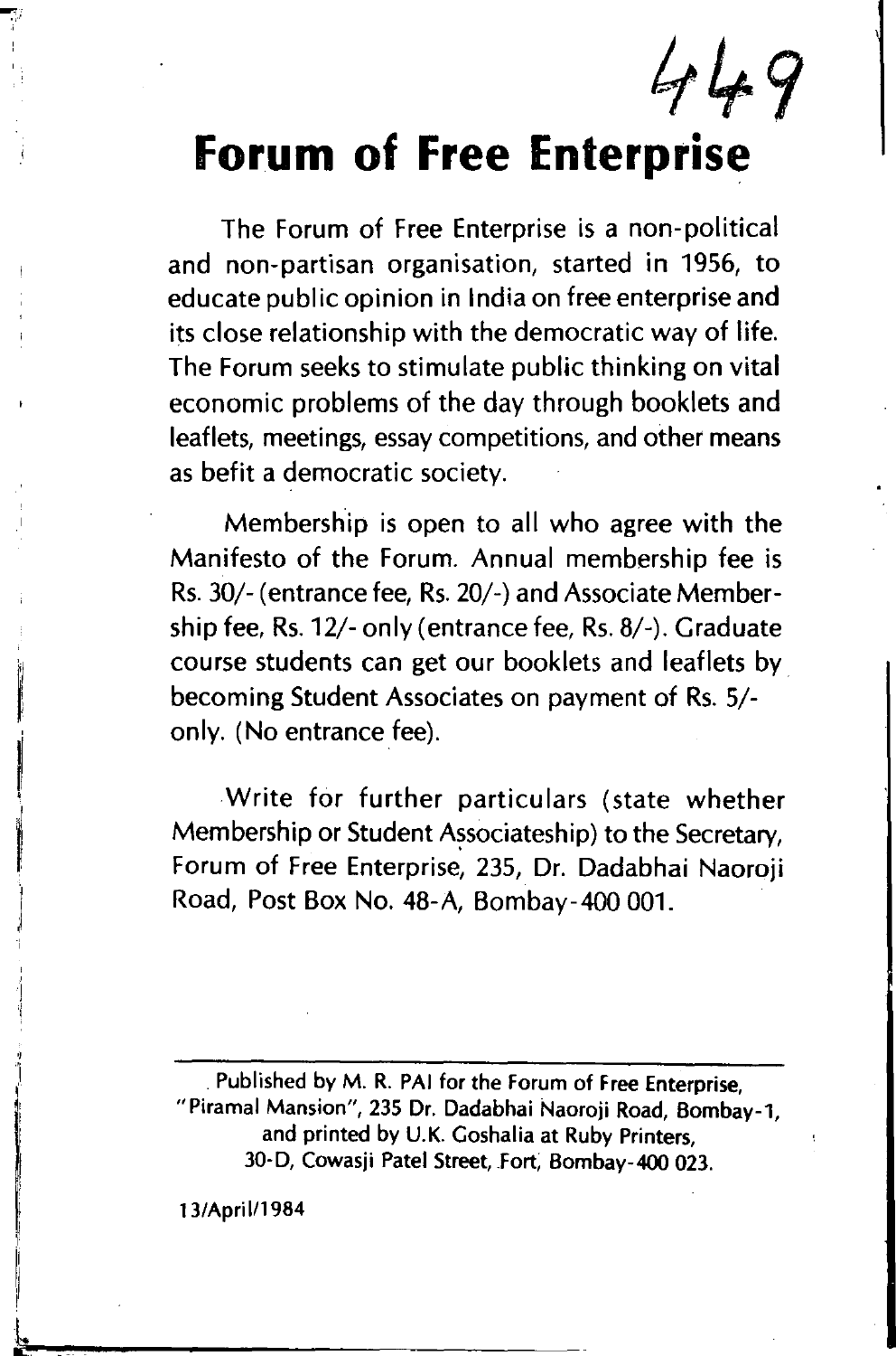# Forum of Free Enterprise

The Forum of Free Enterprise is a non-political and non-partisan organisation, started in 1956, to educate public opinion in India on free enterprise and its close relationship with the democratic way of life. The Forum seeks to stimulate public thinking on vital economic problems of the day through booklets and leaflets, meetings, essay competitions, and other means as befit a democratic society.

Membership is open to all who agree with the Manifesto of the Forum. Annual membership fee is Rs. 30/- (entrance fee, Rs. 20/-) and Associate Membership fee, Rs. 12/- only (entrance fee, Rs. 8/-). Graduate course students can get our booklets and leaflets by becoming Student Associates on payment of Rs. 5/- only. (No entrance fee).

Write for further particulars (state whether Membership or Student Associateship) to the Secretary, Forum of Free Enterprise, 235, Dr. Dadabhai Naoroji Road, Post Box No. 48-A, Bombay-400 001.

---

Published by M. R. PAI for the Forum of Free Enterprise, "Piramal Mansion", 235 Dr. Dadabhai Naoroji Road, Bombay-1, and printed by U.K. Goshalia at Ruby Printers, 30-D, Cowasji Patel Street, Fort, Bombay-400 023.

13/April/1984